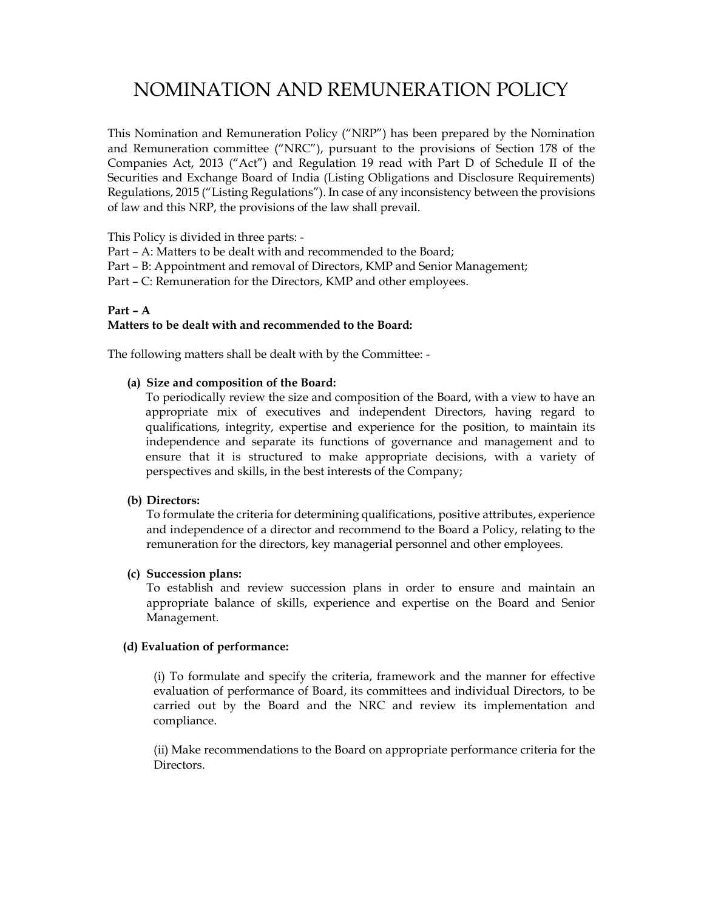# NOMINATION AND REMUNERATION POLICY

This Nomination and Remuneration Policy ("NRP") has been prepared by the Nomination and Remuneration committee ("NRC"), pursuant to the provisions of Section 178 of the Companies Act, 2013 ("Act") and Regulation 19 read with Part D of Schedule II of the Securities and Exchange Board of India (Listing Obligations and Disclosure Requirements) Regulations, 2015 ("Listing Regulations"). In case of any inconsistency between the provisions of law and this NRP, the provisions of the law shall prevail.

This Policy is divided in three parts: -

Part – A: Matters to be dealt with and recommended to the Board;

Part – B: Appointment and removal of Directors, KMP and Senior Management;

Part – C: Remuneration for the Directors, KMP and other employees.

**Part – A**

**Matters to be dealt with and recommended to the Board:**

The following matters shall be dealt with by the Committee: -

**(a) Size and composition of the Board:**

To periodically review the size and composition of the Board, with a view to have an appropriate mix of executives and independent Directors, having regard to qualifications, integrity, expertise and experience for the position, to maintain its independence and separate its functions of governance and management and to ensure that it is structured to make appropriate decisions, with a variety of perspectives and skills, in the best interests of the Company;

**(b) Directors:**

To formulate the criteria for determining qualifications, positive attributes, experience and independence of a director and recommend to the Board a Policy, relating to the remuneration for the directors, key managerial personnel and other employees.

**(c) Succession plans:**

To establish and review succession plans in order to ensure and maintain an appropriate balance of skills, experience and expertise on the Board and Senior Management.

**(d) Evaluation of performance:**

(i) To formulate and specify the criteria, framework and the manner for effective evaluation of performance of Board, its committees and individual Directors, to be carried out by the Board and the NRC and review its implementation and compliance.

(ii) Make recommendations to the Board on appropriate performance criteria for the Directors.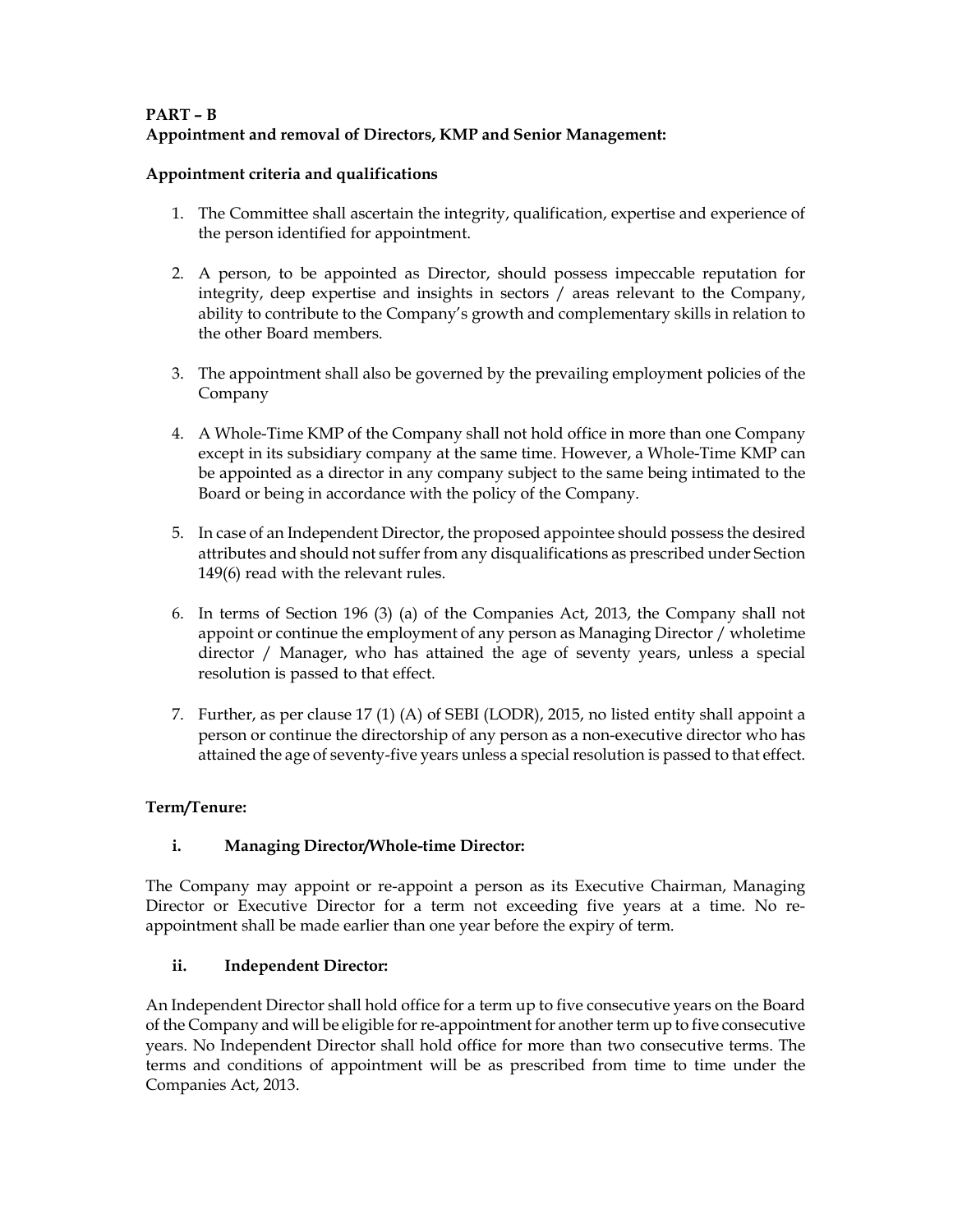**PART – B**
**Appointment and removal of Directors, KMP and Senior Management:**

**Appointment criteria and qualifications**

1. The Committee shall ascertain the integrity, qualification, expertise and experience of the person identified for appointment.

2. A person, to be appointed as Director, should possess impeccable reputation for integrity, deep expertise and insights in sectors / areas relevant to the Company, ability to contribute to the Company's growth and complementary skills in relation to the other Board members.

3. The appointment shall also be governed by the prevailing employment policies of the Company

4. A Whole-Time KMP of the Company shall not hold office in more than one Company except in its subsidiary company at the same time. However, a Whole-Time KMP can be appointed as a director in any company subject to the same being intimated to the Board or being in accordance with the policy of the Company.

5. In case of an Independent Director, the proposed appointee should possess the desired attributes and should not suffer from any disqualifications as prescribed under Section 149(6) read with the relevant rules.

6. In terms of Section 196 (3) (a) of the Companies Act, 2013, the Company shall not appoint or continue the employment of any person as Managing Director / wholetime director / Manager, who has attained the age of seventy years, unless a special resolution is passed to that effect.

7. Further, as per clause 17 (1) (A) of SEBI (LODR), 2015, no listed entity shall appoint a person or continue the directorship of any person as a non-executive director who has attained the age of seventy-five years unless a special resolution is passed to that effect.

**Term/Tenure:**

**i. Managing Director/Whole-time Director:**

The Company may appoint or re-appoint a person as its Executive Chairman, Managing Director or Executive Director for a term not exceeding five years at a time. No re-appointment shall be made earlier than one year before the expiry of term.

**ii. Independent Director:**

An Independent Director shall hold office for a term up to five consecutive years on the Board of the Company and will be eligible for re-appointment for another term up to five consecutive years. No Independent Director shall hold office for more than two consecutive terms. The terms and conditions of appointment will be as prescribed from time to time under the Companies Act, 2013.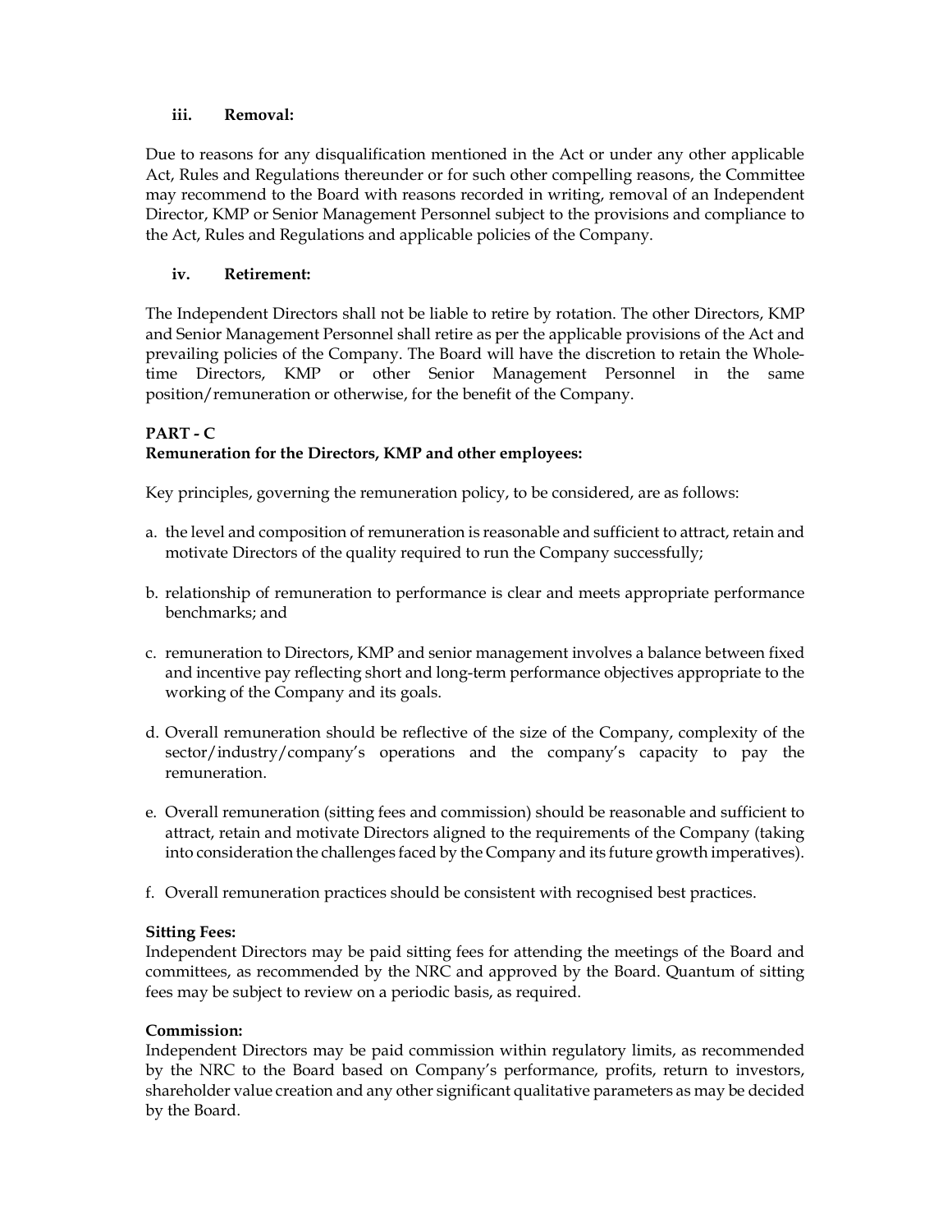### iii. Removal:

Due to reasons for any disqualification mentioned in the Act or under any other applicable Act, Rules and Regulations thereunder or for such other compelling reasons, the Committee may recommend to the Board with reasons recorded in writing, removal of an Independent Director, KMP or Senior Management Personnel subject to the provisions and compliance to the Act, Rules and Regulations and applicable policies of the Company.

### iv. Retirement:

The Independent Directors shall not be liable to retire by rotation. The other Directors, KMP and Senior Management Personnel shall retire as per the applicable provisions of the Act and prevailing policies of the Company. The Board will have the discretion to retain the Whole-time Directors, KMP or other Senior Management Personnel in the same position/remuneration or otherwise, for the benefit of the Company.

## PART - C

**Remuneration for the Directors, KMP and other employees:**

Key principles, governing the remuneration policy, to be considered, are as follows:

a. the level and composition of remuneration is reasonable and sufficient to attract, retain and motivate Directors of the quality required to run the Company successfully;

b. relationship of remuneration to performance is clear and meets appropriate performance benchmarks; and

c. remuneration to Directors, KMP and senior management involves a balance between fixed and incentive pay reflecting short and long-term performance objectives appropriate to the working of the Company and its goals.

d. Overall remuneration should be reflective of the size of the Company, complexity of the sector/industry/company's operations and the company's capacity to pay the remuneration.

e. Overall remuneration (sitting fees and commission) should be reasonable and sufficient to attract, retain and motivate Directors aligned to the requirements of the Company (taking into consideration the challenges faced by the Company and its future growth imperatives).

f. Overall remuneration practices should be consistent with recognised best practices.

**Sitting Fees:**

Independent Directors may be paid sitting fees for attending the meetings of the Board and committees, as recommended by the NRC and approved by the Board. Quantum of sitting fees may be subject to review on a periodic basis, as required.

**Commission:**

Independent Directors may be paid commission within regulatory limits, as recommended by the NRC to the Board based on Company's performance, profits, return to investors, shareholder value creation and any other significant qualitative parameters as may be decided by the Board.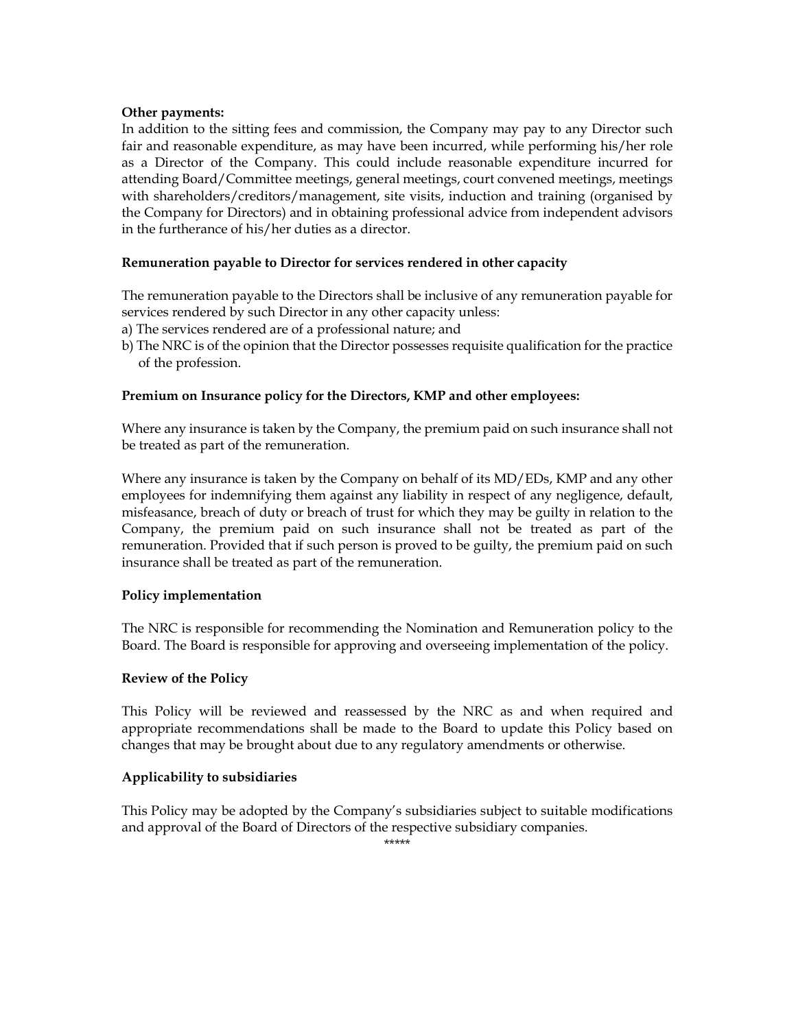**Other payments:**
In addition to the sitting fees and commission, the Company may pay to any Director such fair and reasonable expenditure, as may have been incurred, while performing his/her role as a Director of the Company. This could include reasonable expenditure incurred for attending Board/Committee meetings, general meetings, court convened meetings, meetings with shareholders/creditors/management, site visits, induction and training (organised by the Company for Directors) and in obtaining professional advice from independent advisors in the furtherance of his/her duties as a director.

**Remuneration payable to Director for services rendered in other capacity**

The remuneration payable to the Directors shall be inclusive of any remuneration payable for services rendered by such Director in any other capacity unless:

a) The services rendered are of a professional nature; and
b) The NRC is of the opinion that the Director possesses requisite qualification for the practice of the profession.

**Premium on Insurance policy for the Directors, KMP and other employees:**

Where any insurance is taken by the Company, the premium paid on such insurance shall not be treated as part of the remuneration.

Where any insurance is taken by the Company on behalf of its MD/EDs, KMP and any other employees for indemnifying them against any liability in respect of any negligence, default, misfeasance, breach of duty or breach of trust for which they may be guilty in relation to the Company, the premium paid on such insurance shall not be treated as part of the remuneration. Provided that if such person is proved to be guilty, the premium paid on such insurance shall be treated as part of the remuneration.

**Policy implementation**

The NRC is responsible for recommending the Nomination and Remuneration policy to the Board. The Board is responsible for approving and overseeing implementation of the policy.

**Review of the Policy**

This Policy will be reviewed and reassessed by the NRC as and when required and appropriate recommendations shall be made to the Board to update this Policy based on changes that may be brought about due to any regulatory amendments or otherwise.

**Applicability to subsidiaries**

This Policy may be adopted by the Company's subsidiaries subject to suitable modifications and approval of the Board of Directors of the respective subsidiary companies.

*****